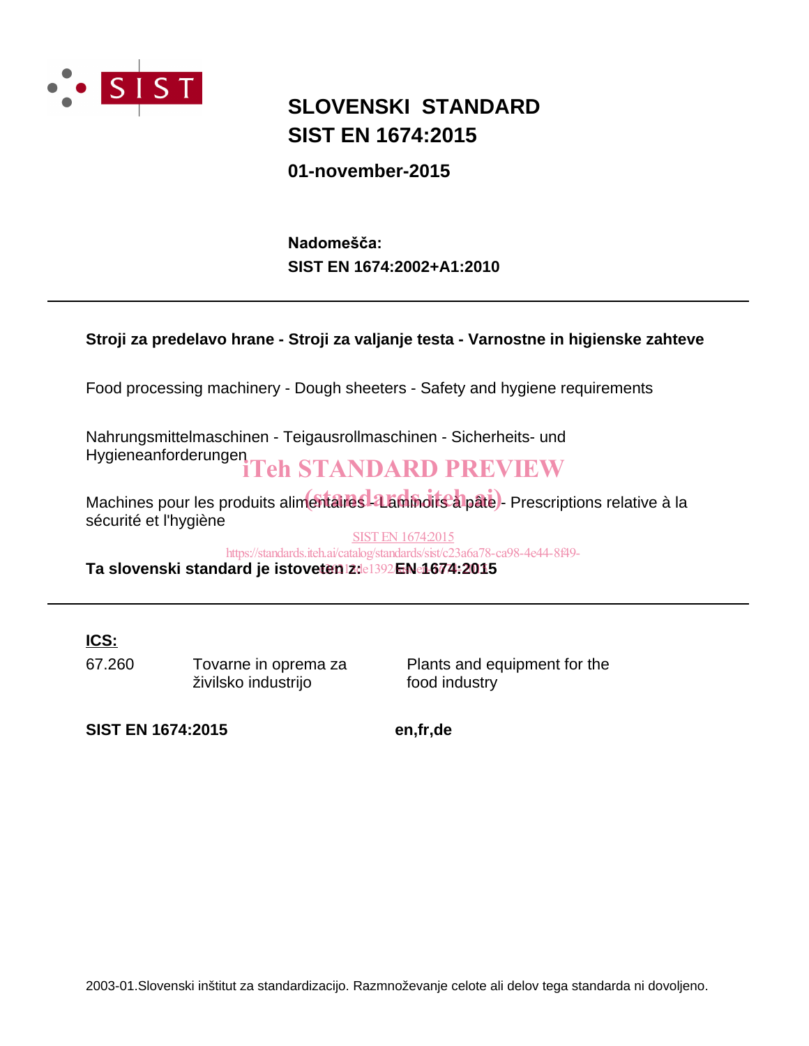# SLOVENSKI STANDARD
# SIST EN 1674:2015

**01-november-2015**

**Nadomešča:**
**SIST EN 1674:2002+A1:2010**

---

**Stroji za predelavo hrane - Stroji za valjanje testa - Varnostne in higienske zahteve**

Food processing machinery - Dough sheeters - Safety and hygiene requirements

Nahrungsmittelmaschinen - Teigausrollmaschinen - Sicherheits- und Hygieneanforderungen

Machines pour les produits alimentaires - Laminoirs à pâte - Prescriptions relative à la sécurité et l'hygiène

**Ta slovenski standard je istoveten z: EN 1674:2015**

---

**ICS:**

| | | |
|---|---|---|
| 67.260 | Tovarne in oprema za živilsko industrijo | Plants and equipment for the food industry |

**SIST EN 1674:2015** **en,fr,de**

2003-01.Slovenski inštitut za standardizacijo. Razmnoževanje celote ali delov tega standarda ni dovoljeno.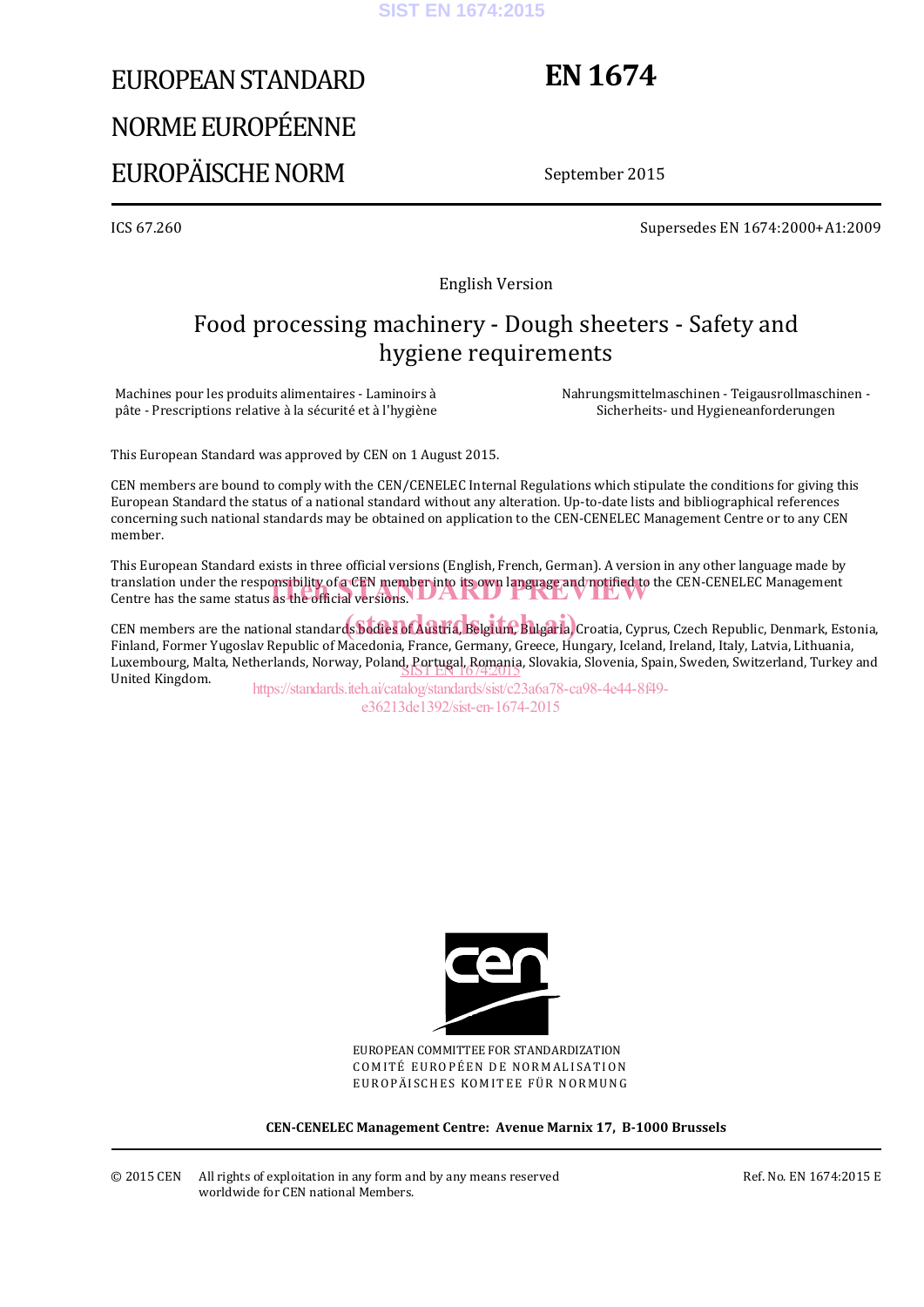EUROPEAN STANDARD

NORME EUROPÉENNE

EUROPÄISCHE NORM

# EN 1674

September 2015

ICS 67.260

Supersedes EN 1674:2000+A1:2009

English Version

## Food processing machinery - Dough sheeters - Safety and hygiene requirements

Machines pour les produits alimentaires - Laminoirs à pâte - Prescriptions relative à la sécurité et à l'hygiène

Nahrungsmittelmaschinen - Teigausrollmaschinen - Sicherheits- und Hygieneanforderungen

This European Standard was approved by CEN on 1 August 2015.

CEN members are bound to comply with the CEN/CENELEC Internal Regulations which stipulate the conditions for giving this European Standard the status of a national standard without any alteration. Up-to-date lists and bibliographical references concerning such national standards may be obtained on application to the CEN-CENELEC Management Centre or to any CEN member.

This European Standard exists in three official versions (English, French, German). A version in any other language made by translation under the responsibility of a CEN member into its own language and notified to the CEN-CENELEC Management Centre has the same status as the official versions.

CEN members are the national standards bodies of Austria, Belgium, Bulgaria, Croatia, Cyprus, Czech Republic, Denmark, Estonia, Finland, Former Yugoslav Republic of Macedonia, France, Germany, Greece, Hungary, Iceland, Ireland, Italy, Latvia, Lithuania, Luxembourg, Malta, Netherlands, Norway, Poland, Portugal, Romania, Slovakia, Slovenia, Spain, Sweden, Switzerland, Turkey and United Kingdom.

EUROPEAN COMMITTEE FOR STANDARDIZATION
COMITÉ EUROPÉEN DE NORMALISATION
EUROPÄISCHES KOMITEE FÜR NORMUNG

**CEN-CENELEC Management Centre: Avenue Marnix 17, B-1000 Brussels**

© 2015 CEN All rights of exploitation in any form and by any means reserved worldwide for CEN national Members.

Ref. No. EN 1674:2015 E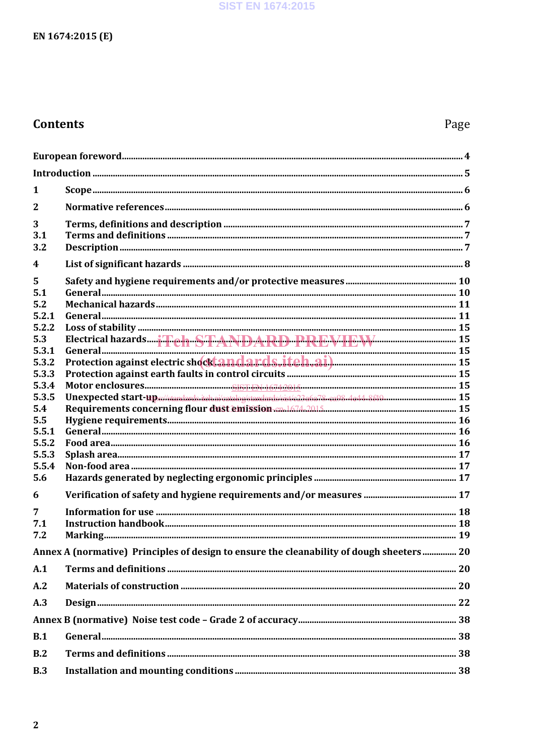## Contents

| | | Page |
|---|---|---|
| European foreword | | 4 |
| Introduction | | 5 |
| 1 | Scope | 6 |
| 2 | Normative references | 6 |
| 3 | Terms, definitions and description | 7 |
| 3.1 | Terms and definitions | 7 |
| 3.2 | Description | 7 |
| 4 | List of significant hazards | 8 |
| 5 | Safety and hygiene requirements and/or protective measures | 10 |
| 5.1 | General | 10 |
| 5.2 | Mechanical hazards | 11 |
| 5.2.1 | General | 11 |
| 5.2.2 | Loss of stability | 15 |
| 5.3 | Electrical hazards | 15 |
| 5.3.1 | General | 15 |
| 5.3.2 | Protection against electric shock | 15 |
| 5.3.3 | Protection against earth faults in control circuits | 15 |
| 5.3.4 | Motor enclosures | 15 |
| 5.3.5 | Unexpected start-up | 15 |
| 5.4 | Requirements concerning flour dust emission | 15 |
| 5.5 | Hygiene requirements | 16 |
| 5.5.1 | General | 16 |
| 5.5.2 | Food area | 16 |
| 5.5.3 | Splash area | 17 |
| 5.5.4 | Non-food area | 17 |
| 5.6 | Hazards generated by neglecting ergonomic principles | 17 |
| 6 | Verification of safety and hygiene requirements and/or measures | 17 |
| 7 | Information for use | 18 |
| 7.1 | Instruction handbook | 18 |
| 7.2 | Marking | 19 |
| Annex A (normative) Principles of design to ensure the cleanability of dough sheeters | | 20 |
| A.1 | Terms and definitions | 20 |
| A.2 | Materials of construction | 20 |
| A.3 | Design | 22 |
| Annex B (normative) Noise test code – Grade 2 of accuracy | | 38 |
| B.1 | General | 38 |
| B.2 | Terms and definitions | 38 |
| B.3 | Installation and mounting conditions | 38 |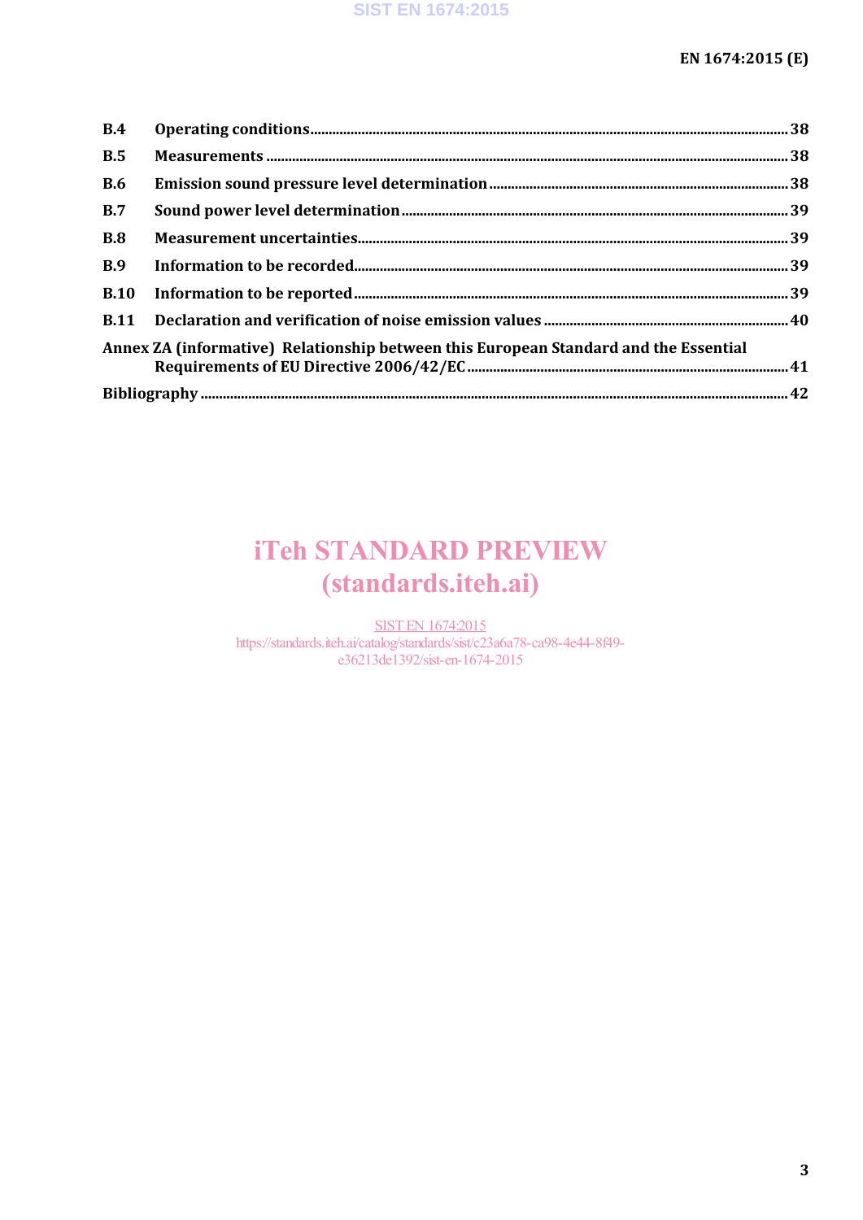| | | |
|---|---|---|
| **B.4** | **Operating conditions** | **38** |
| **B.5** | **Measurements** | **38** |
| **B.6** | **Emission sound pressure level determination** | **38** |
| **B.7** | **Sound power level determination** | **39** |
| **B.8** | **Measurement uncertainties** | **39** |
| **B.9** | **Information to be recorded** | **39** |
| **B.10** | **Information to be reported** | **39** |
| **B.11** | **Declaration and verification of noise emission values** | **40** |
| **Annex ZA (informative)** | **Relationship between this European Standard and the Essential Requirements of EU Directive 2006/42/EC** | **41** |
| **Bibliography** | | **42** |

iTeh STANDARD PREVIEW
(standards.iteh.ai)

SIST EN 1674:2015
https://standards.iteh.ai/catalog/standards/sist/c23a6a78-ca98-4e44-8f49-e36213de1392/sist-en-1674-2015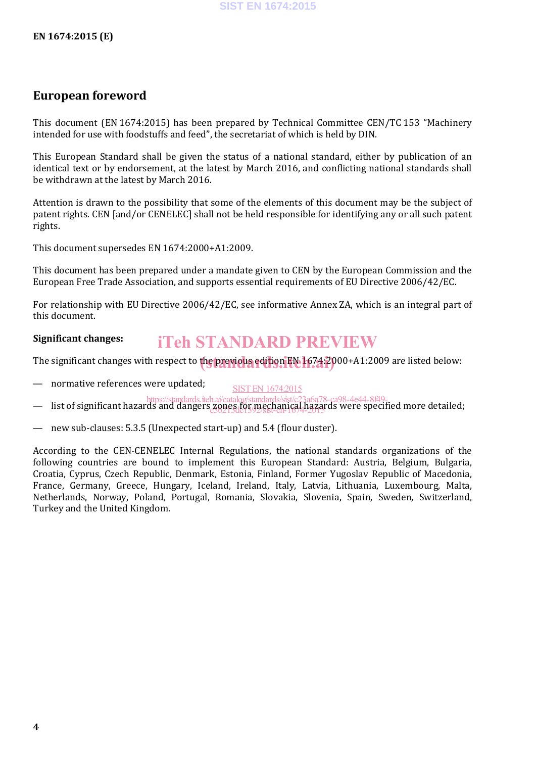## European foreword

This document (EN 1674:2015) has been prepared by Technical Committee CEN/TC 153 “Machinery intended for use with foodstuffs and feed”, the secretariat of which is held by DIN.

This European Standard shall be given the status of a national standard, either by publication of an identical text or by endorsement, at the latest by March 2016, and conflicting national standards shall be withdrawn at the latest by March 2016.

Attention is drawn to the possibility that some of the elements of this document may be the subject of patent rights. CEN [and/or CENELEC] shall not be held responsible for identifying any or all such patent rights.

This document supersedes EN 1674:2000+A1:2009.

This document has been prepared under a mandate given to CEN by the European Commission and the European Free Trade Association, and supports essential requirements of EU Directive 2006/42/EC.

For relationship with EU Directive 2006/42/EC, see informative Annex ZA, which is an integral part of this document.

**Significant changes:**

The significant changes with respect to the previous edition EN 1674:2000+A1:2009 are listed below:

— normative references were updated;

— list of significant hazards and dangers zones for mechanical hazards were specified more detailed;

— new sub-clauses: 5.3.5 (Unexpected start-up) and 5.4 (flour duster).

According to the CEN-CENELEC Internal Regulations, the national standards organizations of the following countries are bound to implement this European Standard: Austria, Belgium, Bulgaria, Croatia, Cyprus, Czech Republic, Denmark, Estonia, Finland, Former Yugoslav Republic of Macedonia, France, Germany, Greece, Hungary, Iceland, Ireland, Italy, Latvia, Lithuania, Luxembourg, Malta, Netherlands, Norway, Poland, Portugal, Romania, Slovakia, Slovenia, Spain, Sweden, Switzerland, Turkey and the United Kingdom.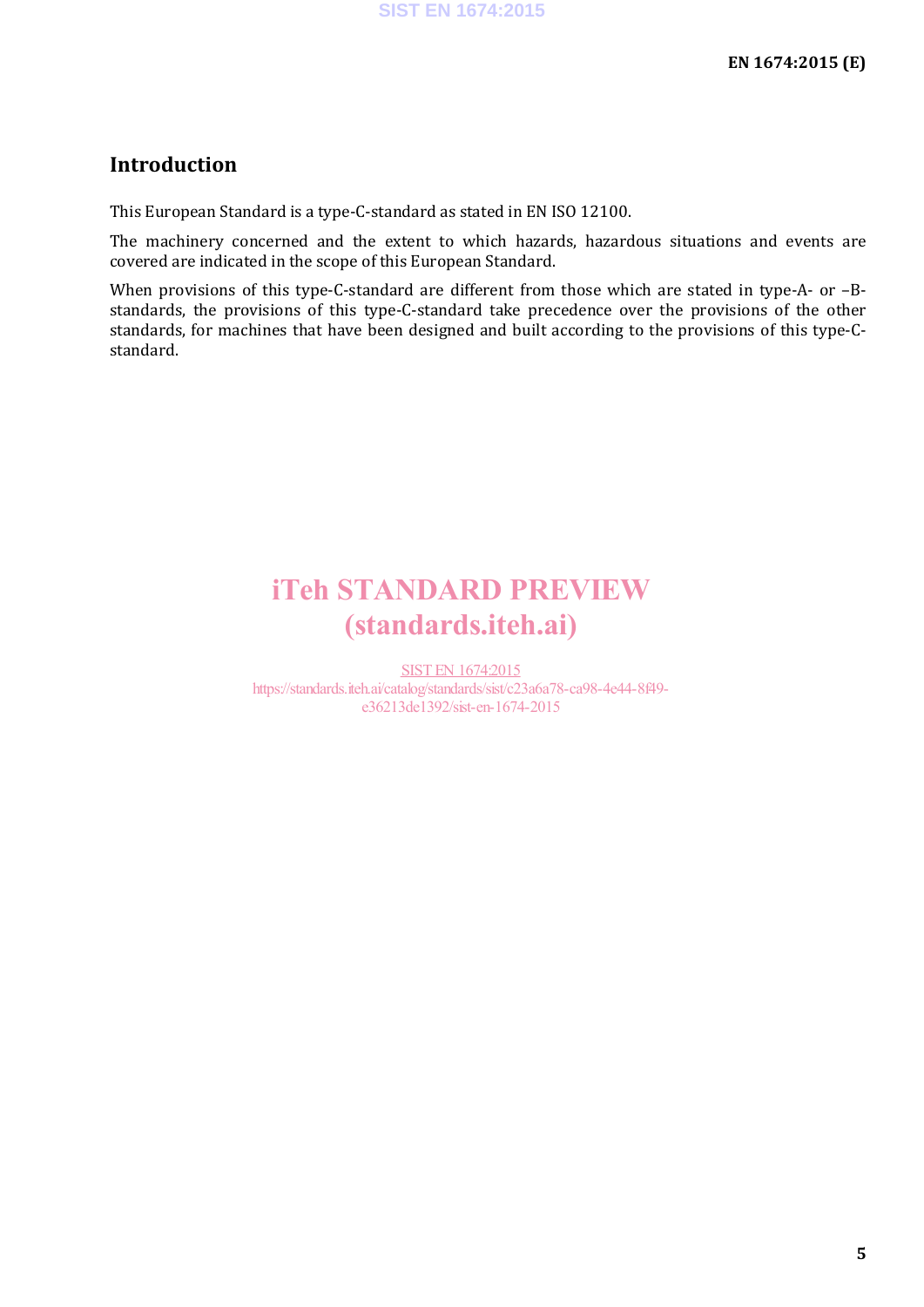# Introduction

This European Standard is a type-C-standard as stated in EN ISO 12100.

The machinery concerned and the extent to which hazards, hazardous situations and events are covered are indicated in the scope of this European Standard.

When provisions of this type-C-standard are different from those which are stated in type-A- or –B-standards, the provisions of this type-C-standard take precedence over the provisions of the other standards, for machines that have been designed and built according to the provisions of this type-C-standard.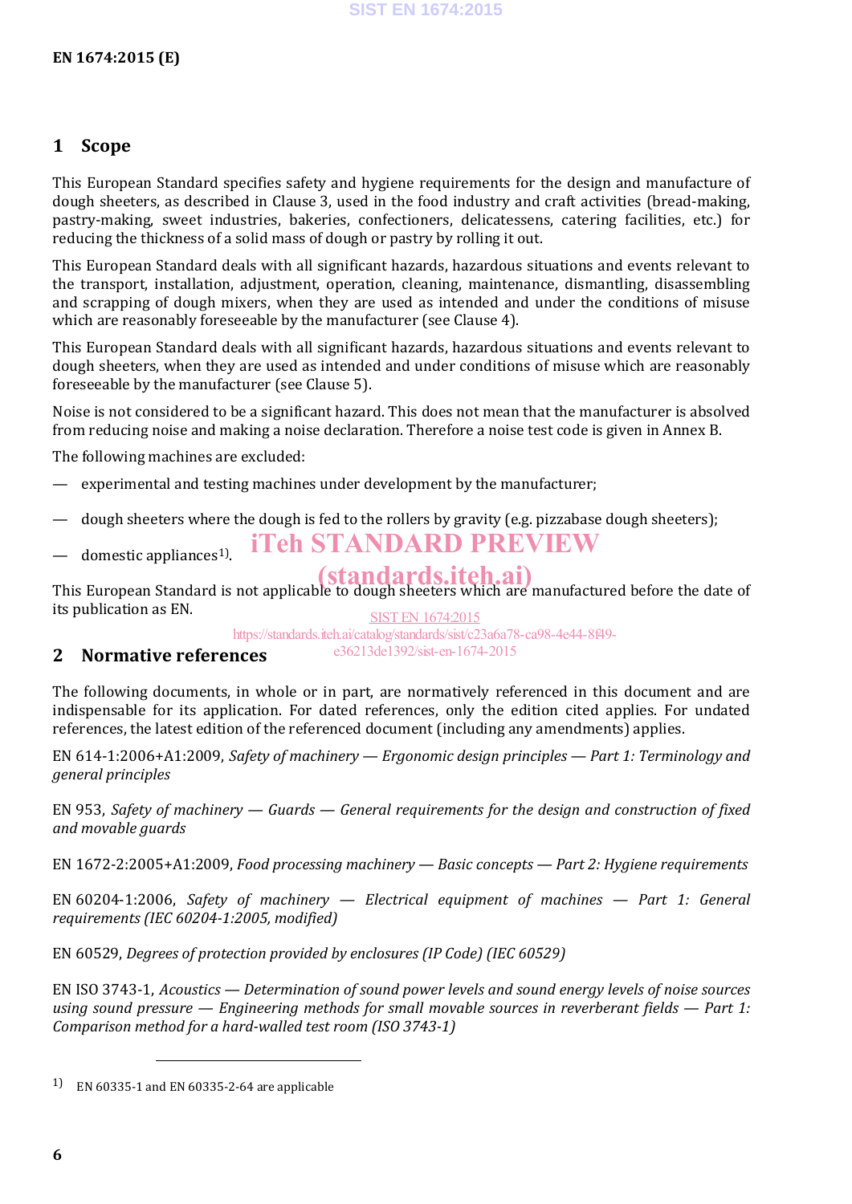## 1 Scope

This European Standard specifies safety and hygiene requirements for the design and manufacture of dough sheeters, as described in Clause 3, used in the food industry and craft activities (bread-making, pastry-making, sweet industries, bakeries, confectioners, delicatessens, catering facilities, etc.) for reducing the thickness of a solid mass of dough or pastry by rolling it out.

This European Standard deals with all significant hazards, hazardous situations and events relevant to the transport, installation, adjustment, operation, cleaning, maintenance, dismantling, disassembling and scrapping of dough mixers, when they are used as intended and under the conditions of misuse which are reasonably foreseeable by the manufacturer (see Clause 4).

This European Standard deals with all significant hazards, hazardous situations and events relevant to dough sheeters, when they are used as intended and under conditions of misuse which are reasonably foreseeable by the manufacturer (see Clause 5).

Noise is not considered to be a significant hazard. This does not mean that the manufacturer is absolved from reducing noise and making a noise declaration. Therefore a noise test code is given in Annex B.

The following machines are excluded:

— experimental and testing machines under development by the manufacturer;

— dough sheeters where the dough is fed to the rollers by gravity (e.g. pizzabase dough sheeters);

— domestic appliances[1].

This European Standard is not applicable to dough sheeters which are manufactured before the date of its publication as EN.

## 2 Normative references

The following documents, in whole or in part, are normatively referenced in this document and are indispensable for its application. For dated references, only the edition cited applies. For undated references, the latest edition of the referenced document (including any amendments) applies.

EN 614-1:2006+A1:2009, *Safety of machinery — Ergonomic design principles — Part 1: Terminology and general principles*

EN 953, *Safety of machinery — Guards — General requirements for the design and construction of fixed and movable guards*

EN 1672-2:2005+A1:2009, *Food processing machinery — Basic concepts — Part 2: Hygiene requirements*

EN 60204-1:2006, *Safety of machinery — Electrical equipment of machines — Part 1: General requirements (IEC 60204-1:2005, modified)*

EN 60529, *Degrees of protection provided by enclosures (IP Code) (IEC 60529)*

EN ISO 3743-1, *Acoustics — Determination of sound power levels and sound energy levels of noise sources using sound pressure — Engineering methods for small movable sources in reverberant fields — Part 1: Comparison method for a hard-walled test room (ISO 3743-1)*

[1] EN 60335-1 and EN 60335-2-64 are applicable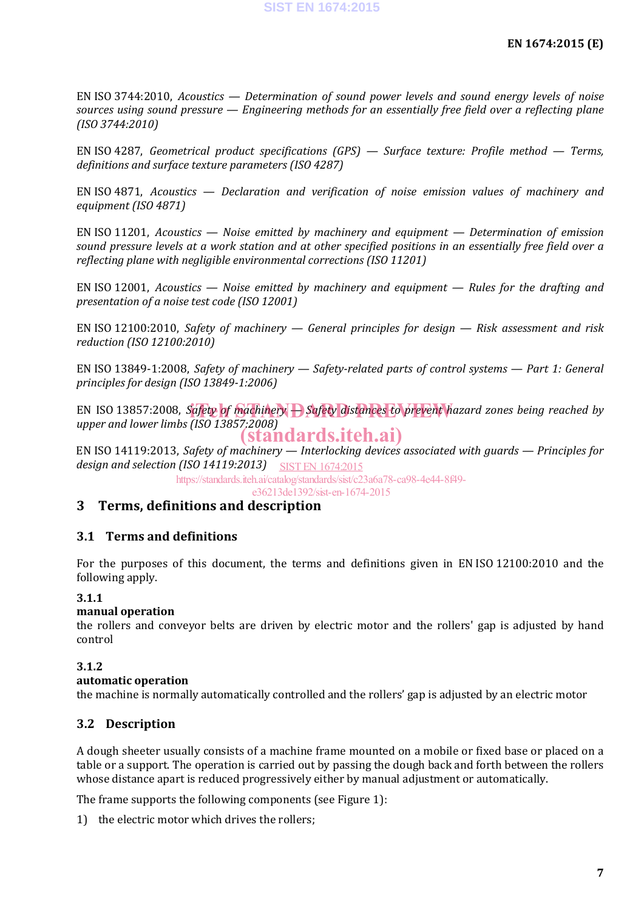EN ISO 3744:2010, *Acoustics — Determination of sound power levels and sound energy levels of noise sources using sound pressure — Engineering methods for an essentially free field over a reflecting plane (ISO 3744:2010)*

EN ISO 4287, *Geometrical product specifications (GPS) — Surface texture: Profile method — Terms, definitions and surface texture parameters (ISO 4287)*

EN ISO 4871, *Acoustics — Declaration and verification of noise emission values of machinery and equipment (ISO 4871)*

EN ISO 11201, *Acoustics — Noise emitted by machinery and equipment — Determination of emission sound pressure levels at a work station and at other specified positions in an essentially free field over a reflecting plane with negligible environmental corrections (ISO 11201)*

EN ISO 12001, *Acoustics — Noise emitted by machinery and equipment — Rules for the drafting and presentation of a noise test code (ISO 12001)*

EN ISO 12100:2010, *Safety of machinery — General principles for design — Risk assessment and risk reduction (ISO 12100:2010)*

EN ISO 13849-1:2008, *Safety of machinery — Safety-related parts of control systems — Part 1: General principles for design (ISO 13849-1:2006)*

EN ISO 13857:2008, *Safety of machinery — Safety distances to prevent hazard zones being reached by upper and lower limbs (ISO 13857:2008)*

EN ISO 14119:2013, *Safety of machinery — Interlocking devices associated with guards — Principles for design and selection (ISO 14119:2013)*

## 3 Terms, definitions and description

### 3.1 Terms and definitions

For the purposes of this document, the terms and definitions given in EN ISO 12100:2010 and the following apply.

**3.1.1**
**manual operation**
the rollers and conveyor belts are driven by electric motor and the rollers' gap is adjusted by hand control

**3.1.2**
**automatic operation**
the machine is normally automatically controlled and the rollers' gap is adjusted by an electric motor

### 3.2 Description

A dough sheeter usually consists of a machine frame mounted on a mobile or fixed base or placed on a table or a support. The operation is carried out by passing the dough back and forth between the rollers whose distance apart is reduced progressively either by manual adjustment or automatically.

The frame supports the following components (see Figure 1):

1) the electric motor which drives the rollers;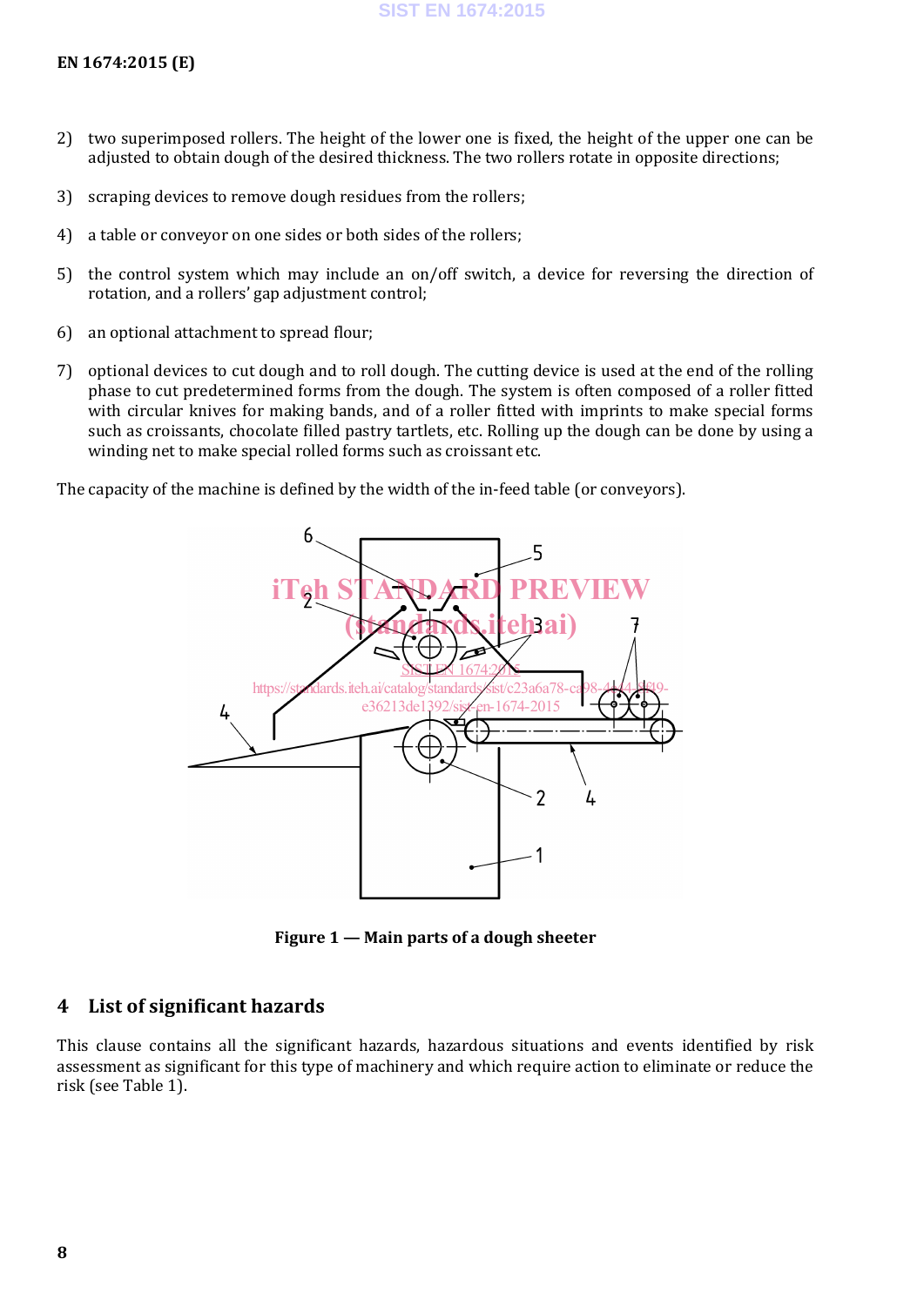2) two superimposed rollers. The height of the lower one is fixed, the height of the upper one can be adjusted to obtain dough of the desired thickness. The two rollers rotate in opposite directions;

3) scraping devices to remove dough residues from the rollers;

4) a table or conveyor on one sides or both sides of the rollers;

5) the control system which may include an on/off switch, a device for reversing the direction of rotation, and a rollers' gap adjustment control;

6) an optional attachment to spread flour;

7) optional devices to cut dough and to roll dough. The cutting device is used at the end of the rolling phase to cut predetermined forms from the dough. The system is often composed of a roller fitted with circular knives for making bands, and of a roller fitted with imprints to make special forms such as croissants, chocolate filled pastry tartlets, etc. Rolling up the dough can be done by using a winding net to make special rolled forms such as croissant etc.

The capacity of the machine is defined by the width of the in-feed table (or conveyors).

**Figure 1 — Main parts of a dough sheeter**

## 4 List of significant hazards

This clause contains all the significant hazards, hazardous situations and events identified by risk assessment as significant for this type of machinery and which require action to eliminate or reduce the risk (see Table 1).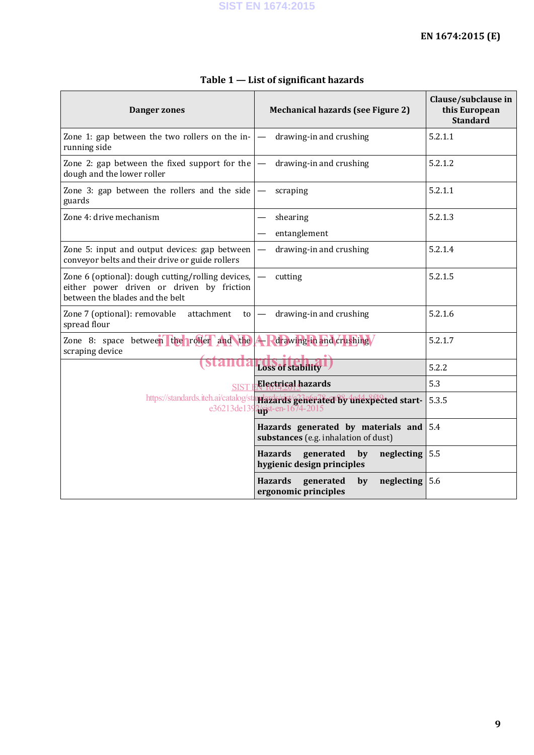**Table 1 — List of significant hazards**

| Danger zones | Mechanical hazards (see Figure 2) | Clause/subclause in this European Standard |
|---|---|---|
| Zone 1: gap between the two rollers on the in-running side | — drawing-in and crushing | 5.2.1.1 |
| Zone 2: gap between the fixed support for the dough and the lower roller | — drawing-in and crushing | 5.2.1.2 |
| Zone 3: gap between the rollers and the side guards | — scraping | 5.2.1.1 |
| Zone 4: drive mechanism | — shearing<br>— entanglement | 5.2.1.3 |
| Zone 5: input and output devices: gap between conveyor belts and their drive or guide rollers | — drawing-in and crushing | 5.2.1.4 |
| Zone 6 (optional): dough cutting/rolling devices, either power driven or driven by friction between the blades and the belt | — cutting | 5.2.1.5 |
| Zone 7 (optional): removable attachment to spread flour | — drawing-in and crushing | 5.2.1.6 |
| Zone 8: space between the roller and the scraping device | — drawing-in and crushing | 5.2.1.7 |
| | **Loss of stability** | 5.2.2 |
| | **Electrical hazards** | 5.3 |
| | **Hazards generated by unexpected start-up** | 5.3.5 |
| | **Hazards generated by materials and substances** (e.g. inhalation of dust) | 5.4 |
| | **Hazards generated by neglecting hygienic design principles** | 5.5 |
| | **Hazards generated by neglecting ergonomic principles** | 5.6 |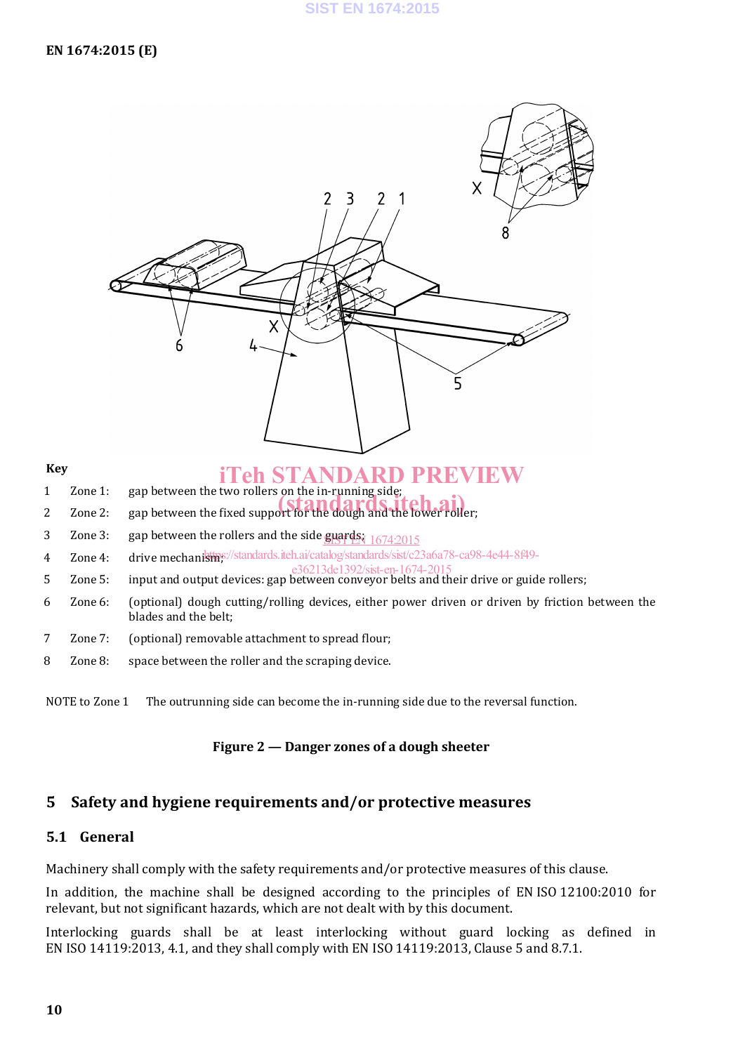**Key**

1 Zone 1: gap between the two rollers on the in-running side;

2 Zone 2: gap between the fixed support for the dough and the lower roller;

3 Zone 3: gap between the rollers and the side guards;

4 Zone 4: drive mechanism;

5 Zone 5: input and output devices: gap between conveyor belts and their drive or guide rollers;

6 Zone 6: (optional) dough cutting/rolling devices, either power driven or driven by friction between the blades and the belt;

7 Zone 7: (optional) removable attachment to spread flour;

8 Zone 8: space between the roller and the scraping device.

NOTE to Zone 1 The outrunning side can become the in-running side due to the reversal function.

**Figure 2 — Danger zones of a dough sheeter**

## 5 Safety and hygiene requirements and/or protective measures

### 5.1 General

Machinery shall comply with the safety requirements and/or protective measures of this clause.

In addition, the machine shall be designed according to the principles of EN ISO 12100:2010 for relevant, but not significant hazards, which are not dealt with by this document.

Interlocking guards shall be at least interlocking without guard locking as defined in EN ISO 14119:2013, 4.1, and they shall comply with EN ISO 14119:2013, Clause 5 and 8.7.1.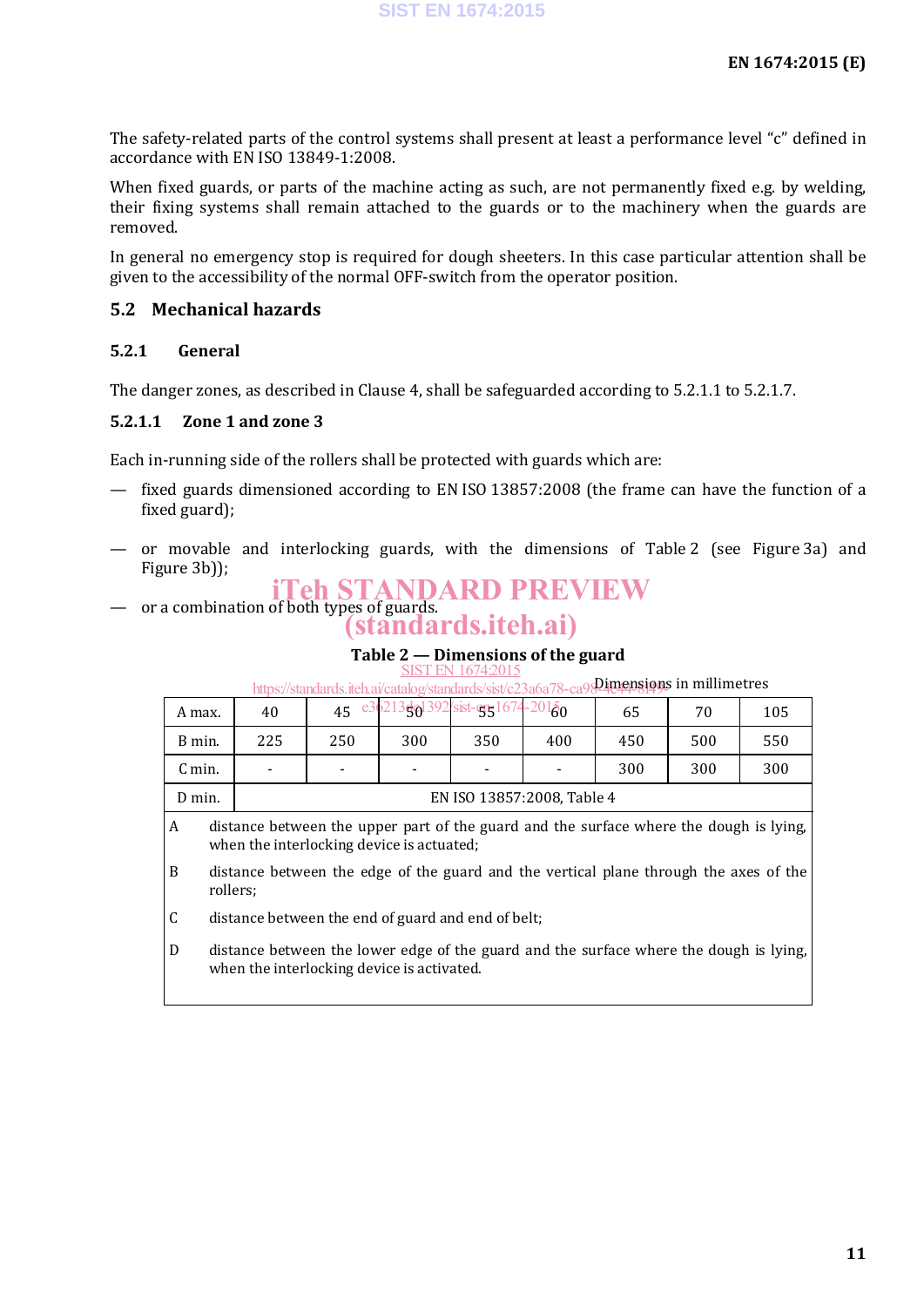The safety-related parts of the control systems shall present at least a performance level “c” defined in accordance with EN ISO 13849-1:2008.

When fixed guards, or parts of the machine acting as such, are not permanently fixed e.g. by welding, their fixing systems shall remain attached to the guards or to the machinery when the guards are removed.

In general no emergency stop is required for dough sheeters. In this case particular attention shall be given to the accessibility of the normal OFF-switch from the operator position.

## 5.2 Mechanical hazards

### 5.2.1 General

The danger zones, as described in Clause 4, shall be safeguarded according to 5.2.1.1 to 5.2.1.7.

#### 5.2.1.1 Zone 1 and zone 3

Each in-running side of the rollers shall be protected with guards which are:

— fixed guards dimensioned according to EN ISO 13857:2008 (the frame can have the function of a fixed guard);

— or movable and interlocking guards, with the dimensions of Table 2 (see Figure 3a) and Figure 3b));

— or a combination of both types of guards.

**Table 2 — Dimensions of the guard**

Dimensions in millimetres

| | | | | | | | | |
|---|---|---|---|---|---|---|---|---|
| A max. | 40 | 45 | 50 | 55 | 60 | 65 | 70 | 105 |
| B min. | 225 | 250 | 300 | 350 | 400 | 450 | 500 | 550 |
| C min. | - | - | - | - | - | 300 | 300 | 300 |
| D min. | EN ISO 13857:2008, Table 4 | | | | | | | |

A distance between the upper part of the guard and the surface where the dough is lying, when the interlocking device is actuated;

B distance between the edge of the guard and the vertical plane through the axes of the rollers;

C distance between the end of guard and end of belt;

D distance between the lower edge of the guard and the surface where the dough is lying, when the interlocking device is activated.